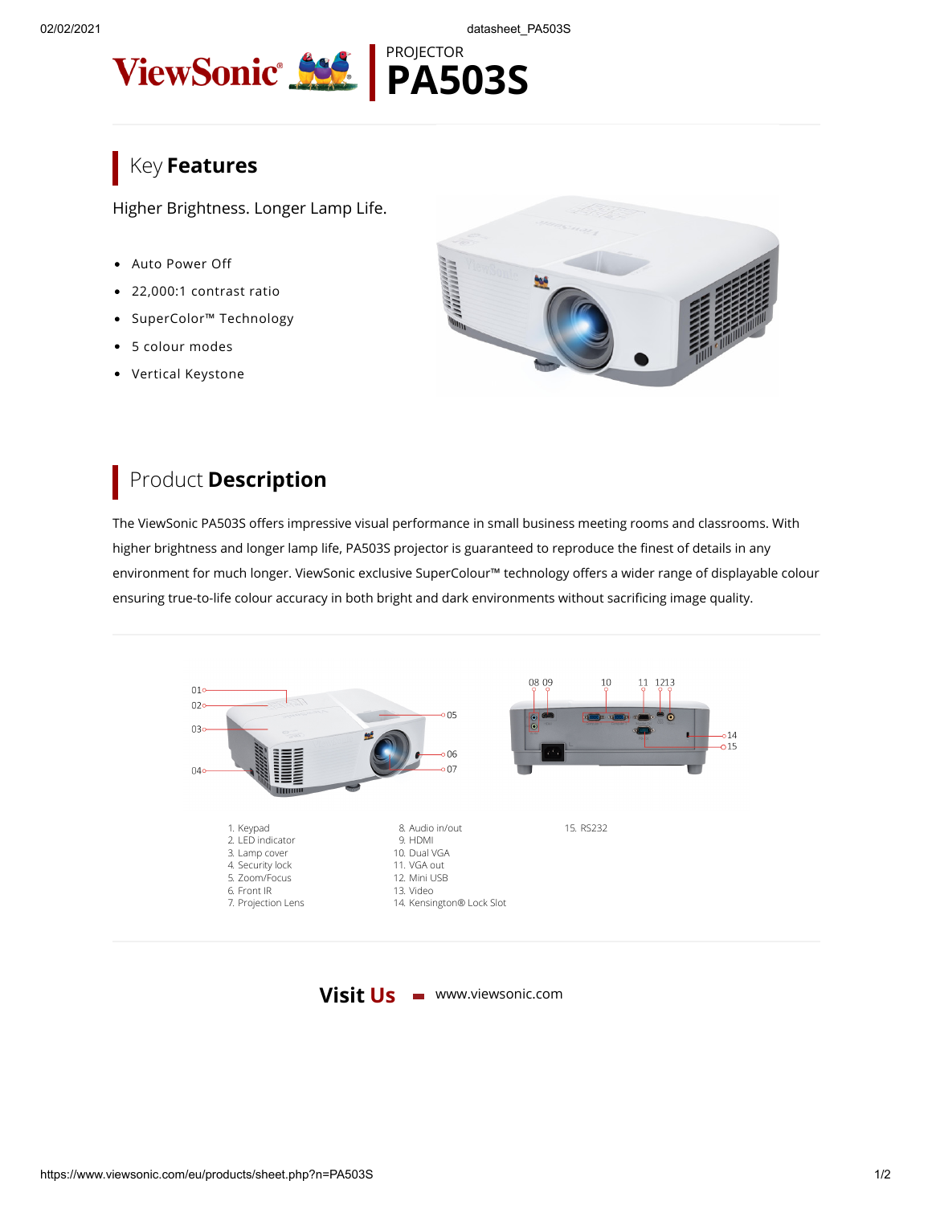# PROJECTOR PA503S

## Key Features

Higher Brightness. Longer Lamp Life.

- Auto Power Off
- 22,000:1 contrast ratio
- SuperColor™ Technology
- 5 colour modes
- Vertical Keystone

## Product Description

The ViewSonic PA503S offers impressive visual performance in small business meeting rooms and classrooms. With higher brightness and longer lamp life, PA503S projector is guaranteed to reproduce the finest of details in any environment for much longer. ViewSonic exclusive SuperColour™ technology offers a wider range of displayable colour ensuring true-to-life colour accuracy in both bright and dark environments without sacrificing image quality.

01
02
03
04
05
06
07
08 09
10
11 1213
14
15

1. Keypad
2. LED indicator
3. Lamp cover
4. Security lock
5. Zoom/Focus
6. Front IR
7. Projection Lens
8. Audio in/out
9. HDMI
10. Dual VGA
11. VGA out
12. Mini USB
13. Video
14. Kensington® Lock Slot
15. RS232

**Visit Us** www.viewsonic.com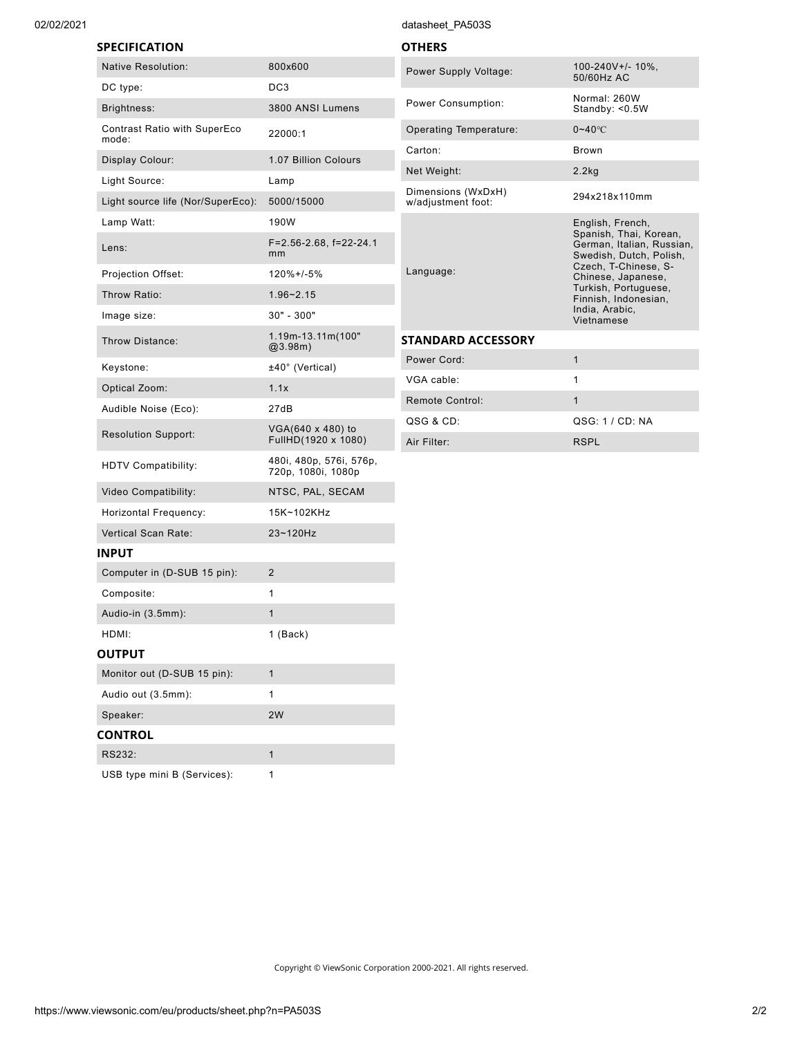## SPECIFICATION

| | |
|---|---|
| Native Resolution: | 800x600 |
| DC type: | DC3 |
| Brightness: | 3800 ANSI Lumens |
| Contrast Ratio with SuperEco mode: | 22000:1 |
| Display Colour: | 1.07 Billion Colours |
| Light Source: | Lamp |
| Light source life (Nor/SuperEco): | 5000/15000 |
| Lamp Watt: | 190W |
| Lens: | F=2.56-2.68, f=22-24.1 mm |
| Projection Offset: | 120%+/-5% |
| Throw Ratio: | 1.96~2.15 |
| Image size: | 30" - 300" |
| Throw Distance: | 1.19m-13.11m(100" @3.98m) |
| Keystone: | ±40° (Vertical) |
| Optical Zoom: | 1.1x |
| Audible Noise (Eco): | 27dB |
| Resolution Support: | VGA(640 x 480) to FullHD(1920 x 1080) |
| HDTV Compatibility: | 480i, 480p, 576i, 576p, 720p, 1080i, 1080p |
| Video Compatibility: | NTSC, PAL, SECAM |
| Horizontal Frequency: | 15K~102KHz |
| Vertical Scan Rate: | 23~120Hz |

## INPUT

| | |
|---|---|
| Computer in (D-SUB 15 pin): | 2 |
| Composite: | 1 |
| Audio-in (3.5mm): | 1 |
| HDMI: | 1 (Back) |

## OUTPUT

| | |
|---|---|
| Monitor out (D-SUB 15 pin): | 1 |
| Audio out (3.5mm): | 1 |
| Speaker: | 2W |

## CONTROL

| | |
|---|---|
| RS232: | 1 |
| USB type mini B (Services): | 1 |

## OTHERS

| | |
|---|---|
| Power Supply Voltage: | 100-240V+/- 10%, 50/60Hz AC |
| Power Consumption: | Normal: 260W Standby: <0.5W |
| Operating Temperature: | 0~40℃ |
| Carton: | Brown |
| Net Weight: | 2.2kg |
| Dimensions (WxDxH) w/adjustment foot: | 294x218x110mm |
| Language: | English, French, Spanish, Thai, Korean, German, Italian, Russian, Swedish, Dutch, Polish, Czech, T-Chinese, S-Chinese, Japanese, Turkish, Portuguese, Finnish, Indonesian, India, Arabic, Vietnamese |

## STANDARD ACCESSORY

| | |
|---|---|
| Power Cord: | 1 |
| VGA cable: | 1 |
| Remote Control: | 1 |
| QSG & CD: | QSG: 1 / CD: NA |
| Air Filter: | RSPL |

Copyright © ViewSonic Corporation 2000-2021. All rights reserved.